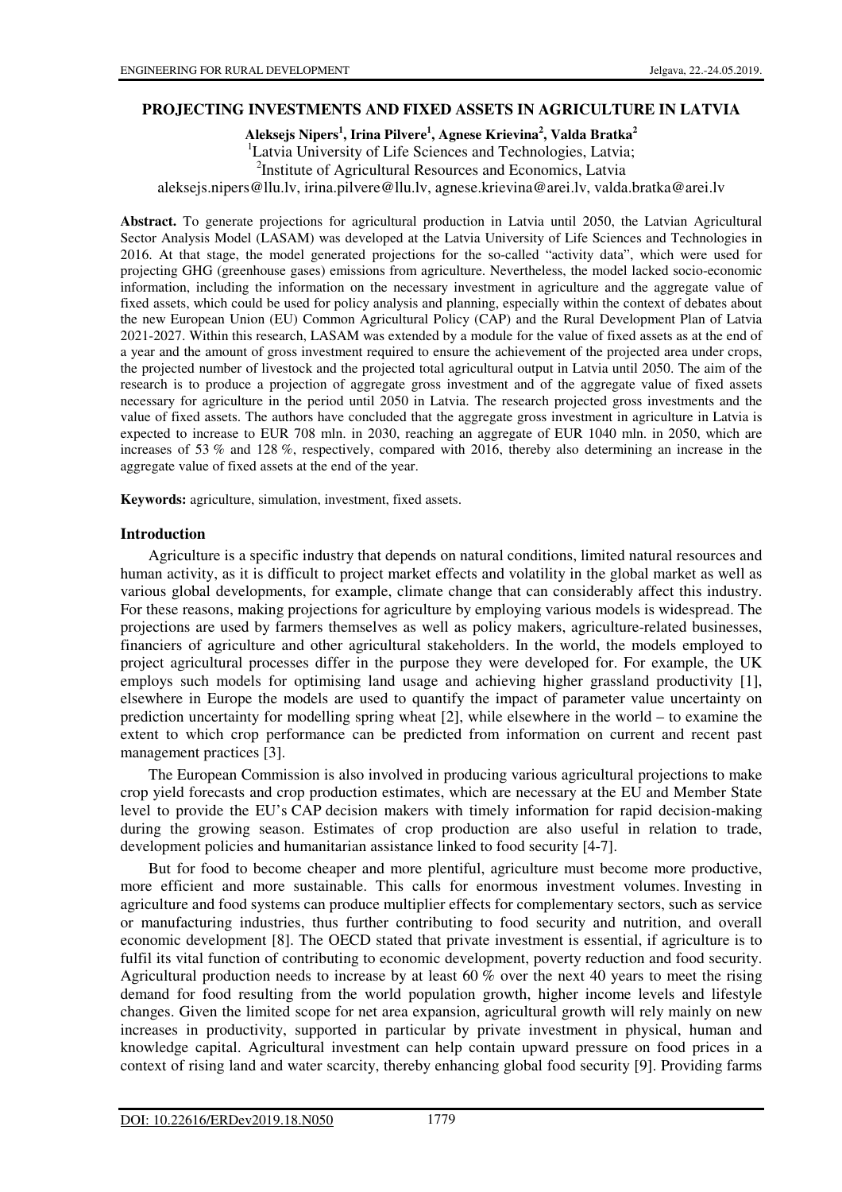# PROJECTING INVESTMENTS AND FIXED ASSETS IN AGRICULTURE IN LATVIA

**Aleksejs Nipers[1], Irina Pilvere[1], Agnese Krievina[2], Valda Bratka[2]**

[1]Latvia University of Life Sciences and Technologies, Latvia;
[2]Institute of Agricultural Resources and Economics, Latvia
aleksejs.nipers@llu.lv, irina.pilvere@llu.lv, agnese.krievina@arei.lv, valda.bratka@arei.lv

**Abstract.** To generate projections for agricultural production in Latvia until 2050, the Latvian Agricultural Sector Analysis Model (LASAM) was developed at the Latvia University of Life Sciences and Technologies in 2016. At that stage, the model generated projections for the so-called "activity data", which were used for projecting GHG (greenhouse gases) emissions from agriculture. Nevertheless, the model lacked socio-economic information, including the information on the necessary investment in agriculture and the aggregate value of fixed assets, which could be used for policy analysis and planning, especially within the context of debates about the new European Union (EU) Common Agricultural Policy (CAP) and the Rural Development Plan of Latvia 2021-2027. Within this research, LASAM was extended by a module for the value of fixed assets as at the end of a year and the amount of gross investment required to ensure the achievement of the projected area under crops, the projected number of livestock and the projected total agricultural output in Latvia until 2050. The aim of the research is to produce a projection of aggregate gross investment and of the aggregate value of fixed assets necessary for agriculture in the period until 2050 in Latvia. The research projected gross investments and the value of fixed assets. The authors have concluded that the aggregate gross investment in agriculture in Latvia is expected to increase to EUR 708 mln. in 2030, reaching an aggregate of EUR 1040 mln. in 2050, which are increases of 53 % and 128 %, respectively, compared with 2016, thereby also determining an increase in the aggregate value of fixed assets at the end of the year.

**Keywords:** agriculture, simulation, investment, fixed assets.

## Introduction

Agriculture is a specific industry that depends on natural conditions, limited natural resources and human activity, as it is difficult to project market effects and volatility in the global market as well as various global developments, for example, climate change that can considerably affect this industry. For these reasons, making projections for agriculture by employing various models is widespread. The projections are used by farmers themselves as well as policy makers, agriculture-related businesses, financiers of agriculture and other agricultural stakeholders. In the world, the models employed to project agricultural processes differ in the purpose they were developed for. For example, the UK employs such models for optimising land usage and achieving higher grassland productivity [1], elsewhere in Europe the models are used to quantify the impact of parameter value uncertainty on prediction uncertainty for modelling spring wheat [2], while elsewhere in the world – to examine the extent to which crop performance can be predicted from information on current and recent past management practices [3].

The European Commission is also involved in producing various agricultural projections to make crop yield forecasts and crop production estimates, which are necessary at the EU and Member State level to provide the EU's CAP decision makers with timely information for rapid decision-making during the growing season. Estimates of crop production are also useful in relation to trade, development policies and humanitarian assistance linked to food security [4-7].

But for food to become cheaper and more plentiful, agriculture must become more productive, more efficient and more sustainable. This calls for enormous investment volumes. Investing in agriculture and food systems can produce multiplier effects for complementary sectors, such as service or manufacturing industries, thus further contributing to food security and nutrition, and overall economic development [8]. The OECD stated that private investment is essential, if agriculture is to fulfil its vital function of contributing to economic development, poverty reduction and food security. Agricultural production needs to increase by at least 60 % over the next 40 years to meet the rising demand for food resulting from the world population growth, higher income levels and lifestyle changes. Given the limited scope for net area expansion, agricultural growth will rely mainly on new increases in productivity, supported in particular by private investment in physical, human and knowledge capital. Agricultural investment can help contain upward pressure on food prices in a context of rising land and water scarcity, thereby enhancing global food security [9]. Providing farms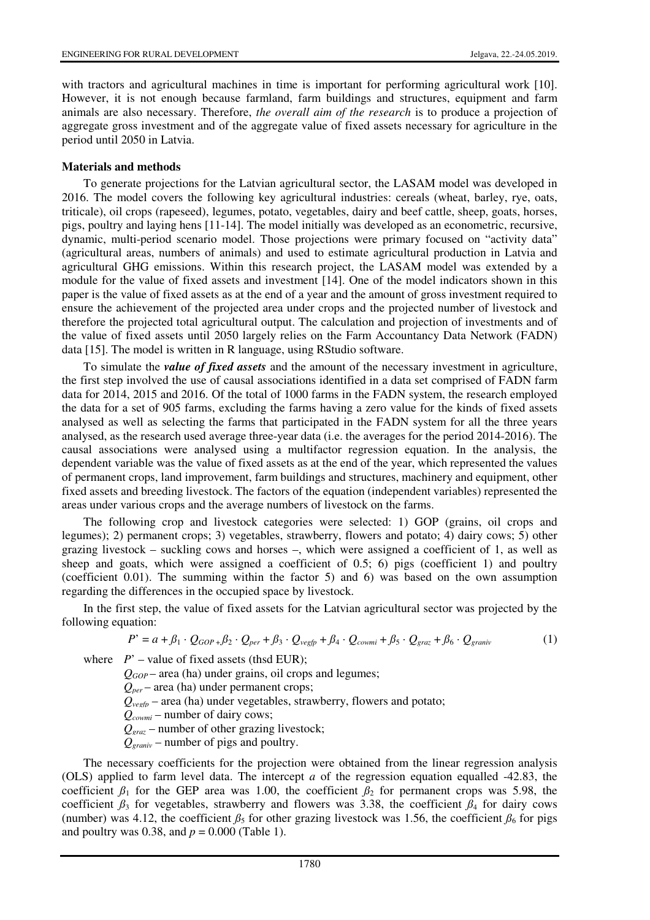with tractors and agricultural machines in time is important for performing agricultural work [10]. However, it is not enough because farmland, farm buildings and structures, equipment and farm animals are also necessary. Therefore, *the overall aim of the research* is to produce a projection of aggregate gross investment and of the aggregate value of fixed assets necessary for agriculture in the period until 2050 in Latvia.

## Materials and methods

To generate projections for the Latvian agricultural sector, the LASAM model was developed in 2016. The model covers the following key agricultural industries: cereals (wheat, barley, rye, oats, triticale), oil crops (rapeseed), legumes, potato, vegetables, dairy and beef cattle, sheep, goats, horses, pigs, poultry and laying hens [11-14]. The model initially was developed as an econometric, recursive, dynamic, multi-period scenario model. Those projections were primary focused on "activity data" (agricultural areas, numbers of animals) and used to estimate agricultural production in Latvia and agricultural GHG emissions. Within this research project, the LASAM model was extended by a module for the value of fixed assets and investment [14]. One of the model indicators shown in this paper is the value of fixed assets as at the end of a year and the amount of gross investment required to ensure the achievement of the projected area under crops and the projected number of livestock and therefore the projected total agricultural output. The calculation and projection of investments and of the value of fixed assets until 2050 largely relies on the Farm Accountancy Data Network (FADN) data [15]. The model is written in R language, using RStudio software.

To simulate the ***value of fixed assets*** and the amount of the necessary investment in agriculture, the first step involved the use of causal associations identified in a data set comprised of FADN farm data for 2014, 2015 and 2016. Of the total of 1000 farms in the FADN system, the research employed the data for a set of 905 farms, excluding the farms having a zero value for the kinds of fixed assets analysed as well as selecting the farms that participated in the FADN system for all the three years analysed, as the research used average three-year data (i.e. the averages for the period 2014-2016). The causal associations were analysed using a multifactor regression equation. In the analysis, the dependent variable was the value of fixed assets as at the end of the year, which represented the values of permanent crops, land improvement, farm buildings and structures, machinery and equipment, other fixed assets and breeding livestock. The factors of the equation (independent variables) represented the areas under various crops and the average numbers of livestock on the farms.

The following crop and livestock categories were selected: 1) GOP (grains, oil crops and legumes); 2) permanent crops; 3) vegetables, strawberry, flowers and potato; 4) dairy cows; 5) other grazing livestock – suckling cows and horses –, which were assigned a coefficient of 1, as well as sheep and goats, which were assigned a coefficient of 0.5; 6) pigs (coefficient 1) and poultry (coefficient 0.01). The summing within the factor 5) and 6) was based on the own assumption regarding the differences in the occupied space by livestock.

In the first step, the value of fixed assets for the Latvian agricultural sector was projected by the following equation:

$$P' = a + \beta_1 \cdot Q_{GOP} + \beta_2 \cdot Q_{per} + \beta_3 \cdot Q_{vegfp} + \beta_4 \cdot Q_{cowmi} + \beta_5 \cdot Q_{graz} + \beta_6 \cdot Q_{graniv} \tag{1}$$

where $P'$ – value of fixed assets (thsd EUR);
$Q_{GOP}$ – area (ha) under grains, oil crops and legumes;
$Q_{per}$ – area (ha) under permanent crops;
$Q_{vegfp}$ – area (ha) under vegetables, strawberry, flowers and potato;
$Q_{cowmi}$ – number of dairy cows;
$Q_{graz}$ – number of other grazing livestock;
$Q_{graniv}$ – number of pigs and poultry.

The necessary coefficients for the projection were obtained from the linear regression analysis (OLS) applied to farm level data. The intercept $a$ of the regression equation equalled -42.83, the coefficient $\beta_1$ for the GEP area was 1.00, the coefficient $\beta_2$ for permanent crops was 5.98, the coefficient $\beta_3$ for vegetables, strawberry and flowers was 3.38, the coefficient $\beta_4$ for dairy cows (number) was 4.12, the coefficient $\beta_5$ for other grazing livestock was 1.56, the coefficient $\beta_6$ for pigs and poultry was 0.38, and $p = 0.000$ (Table 1).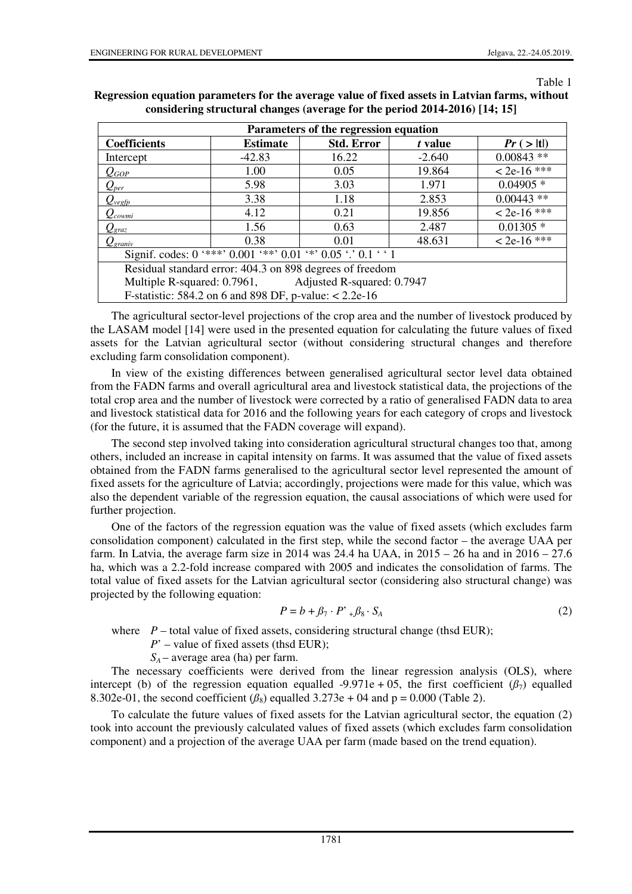Table 1

**Regression equation parameters for the average value of fixed assets in Latvian farms, without considering structural changes (average for the period 2014-2016) [14; 15]**

| Parameters of the regression equation | | | | |
|---|---|---|---|---|
| **Coefficients** | **Estimate** | **Std. Error** | ***t* value** | ***Pr* ( > \|t\|)** |
| Intercept | -42.83 | 16.22 | -2.640 | 0.00843 ** |
| $Q_{GOP}$ | 1.00 | 0.05 | 19.864 | < 2e-16 *** |
| $Q_{per}$ | 5.98 | 3.03 | 1.971 | 0.04905 * |
| $Q_{vegfp}$ | 3.38 | 1.18 | 2.853 | 0.00443 ** |
| $Q_{cowmi}$ | 4.12 | 0.21 | 19.856 | < 2e-16 *** |
| $Q_{graz}$ | 1.56 | 0.63 | 2.487 | 0.01305 * |
| $Q_{graniv}$ | 0.38 | 0.01 | 48.631 | < 2e-16 *** |
| Signif. codes: 0 '***' 0.001 '**' 0.01 '*' 0.05 '.' 0.1 ' ' 1 | | | | |
| Residual standard error: 404.3 on 898 degrees of freedom | | | | |
| Multiple R-squared: 0.7961, Adjusted R-squared: 0.7947 | | | | |
| F-statistic: 584.2 on 6 and 898 DF, p-value: < 2.2e-16 | | | | |

The agricultural sector-level projections of the crop area and the number of livestock produced by the LASAM model [14] were used in the presented equation for calculating the future values of fixed assets for the Latvian agricultural sector (without considering structural changes and therefore excluding farm consolidation component).

In view of the existing differences between generalised agricultural sector level data obtained from the FADN farms and overall agricultural area and livestock statistical data, the projections of the total crop area and the number of livestock were corrected by a ratio of generalised FADN data to area and livestock statistical data for 2016 and the following years for each category of crops and livestock (for the future, it is assumed that the FADN coverage will expand).

The second step involved taking into consideration agricultural structural changes too that, among others, included an increase in capital intensity on farms. It was assumed that the value of fixed assets obtained from the FADN farms generalised to the agricultural sector level represented the amount of fixed assets for the agriculture of Latvia; accordingly, projections were made for this value, which was also the dependent variable of the regression equation, the causal associations of which were used for further projection.

One of the factors of the regression equation was the value of fixed assets (which excludes farm consolidation component) calculated in the first step, while the second factor – the average UAA per farm. In Latvia, the average farm size in 2014 was 24.4 ha UAA, in 2015 – 26 ha and in 2016 – 27.6 ha, which was a 2.2-fold increase compared with 2005 and indicates the consolidation of farms. The total value of fixed assets for the Latvian agricultural sector (considering also structural change) was projected by the following equation:

$$P = b + \beta_7 \cdot P' + \beta_8 \cdot S_A \tag{2}$$

where $P$ – total value of fixed assets, considering structural change (thsd EUR);

$P'$ – value of fixed assets (thsd EUR);

$S_A$ – average area (ha) per farm.

The necessary coefficients were derived from the linear regression analysis (OLS), where intercept (b) of the regression equation equalled -9.971e + 05, the first coefficient ($\beta_7$) equalled 8.302e-01, the second coefficient ($\beta_8$) equalled 3.273e + 04 and p = 0.000 (Table 2).

To calculate the future values of fixed assets for the Latvian agricultural sector, the equation (2) took into account the previously calculated values of fixed assets (which excludes farm consolidation component) and a projection of the average UAA per farm (made based on the trend equation).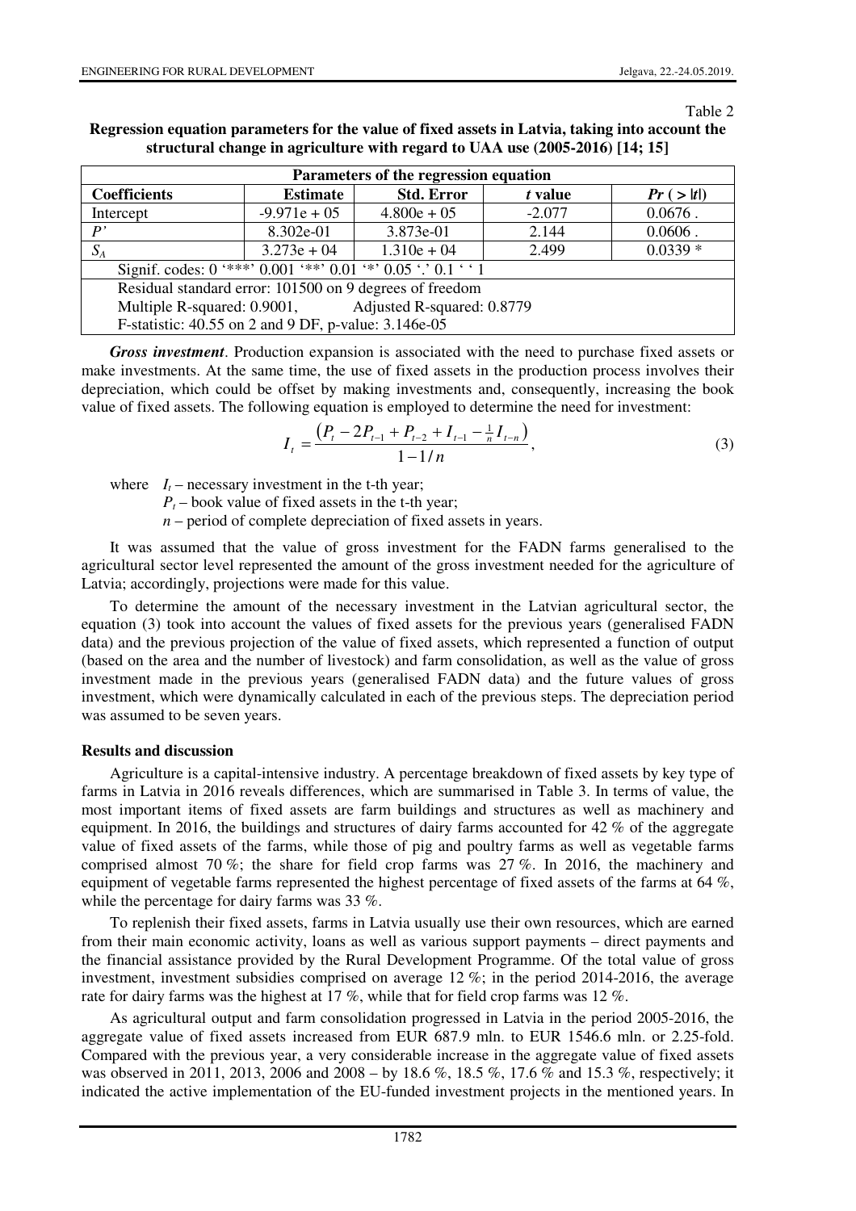Table 2

**Regression equation parameters for the value of fixed assets in Latvia, taking into account the structural change in agriculture with regard to UAA use (2005-2016) [14; 15]**

| Parameters of the regression equation | | | | |
|---|---|---|---|---|
| **Coefficients** | **Estimate** | **Std. Error** | ***t* value** | ***Pr* ( > \|*t*\|)** |
| Intercept | -9.971e + 05 | 4.800e + 05 | -2.077 | 0.0676 . |
| *P'* | 8.302e-01 | 3.873e-01 | 2.144 | 0.0606 . |
| $S_A$ | 3.273e + 04 | 1.310e + 04 | 2.499 | 0.0339 * |
| Signif. codes: 0 '\*\*\*' 0.001 '\*\*' 0.01 '\*' 0.05 '.' 0.1 ' ' 1 | | | | |
| Residual standard error: 101500 on 9 degrees of freedom | | | | |
| Multiple R-squared: 0.9001, Adjusted R-squared: 0.8779 | | | | |
| F-statistic: 40.55 on 2 and 9 DF, p-value: 3.146e-05 | | | | |

***Gross investment***. Production expansion is associated with the need to purchase fixed assets or make investments. At the same time, the use of fixed assets in the production process involves their depreciation, which could be offset by making investments and, consequently, increasing the book value of fixed assets. The following equation is employed to determine the need for investment:

$$I_t = \frac{\left(P_t - 2P_{t-1} + P_{t-2} + I_{t-1} - \frac{1}{n} I_{t-n}\right)}{1 - 1/n}, \tag{3}$$

where $I_t$ – necessary investment in the t-th year;
$P_t$ – book value of fixed assets in the t-th year;
$n$ – period of complete depreciation of fixed assets in years.

It was assumed that the value of gross investment for the FADN farms generalised to the agricultural sector level represented the amount of the gross investment needed for the agriculture of Latvia; accordingly, projections were made for this value.

To determine the amount of the necessary investment in the Latvian agricultural sector, the equation (3) took into account the values of fixed assets for the previous years (generalised FADN data) and the previous projection of the value of fixed assets, which represented a function of output (based on the area and the number of livestock) and farm consolidation, as well as the value of gross investment made in the previous years (generalised FADN data) and the future values of gross investment, which were dynamically calculated in each of the previous steps. The depreciation period was assumed to be seven years.

## Results and discussion

Agriculture is a capital-intensive industry. A percentage breakdown of fixed assets by key type of farms in Latvia in 2016 reveals differences, which are summarised in Table 3. In terms of value, the most important items of fixed assets are farm buildings and structures as well as machinery and equipment. In 2016, the buildings and structures of dairy farms accounted for 42 % of the aggregate value of fixed assets of the farms, while those of pig and poultry farms as well as vegetable farms comprised almost 70 %; the share for field crop farms was 27 %. In 2016, the machinery and equipment of vegetable farms represented the highest percentage of fixed assets of the farms at 64 %, while the percentage for dairy farms was 33 %.

To replenish their fixed assets, farms in Latvia usually use their own resources, which are earned from their main economic activity, loans as well as various support payments – direct payments and the financial assistance provided by the Rural Development Programme. Of the total value of gross investment, investment subsidies comprised on average 12 %; in the period 2014-2016, the average rate for dairy farms was the highest at 17 %, while that for field crop farms was 12 %.

As agricultural output and farm consolidation progressed in Latvia in the period 2005-2016, the aggregate value of fixed assets increased from EUR 687.9 mln. to EUR 1546.6 mln. or 2.25-fold. Compared with the previous year, a very considerable increase in the aggregate value of fixed assets was observed in 2011, 2013, 2006 and 2008 – by 18.6 %, 18.5 %, 17.6 % and 15.3 %, respectively; it indicated the active implementation of the EU-funded investment projects in the mentioned years. In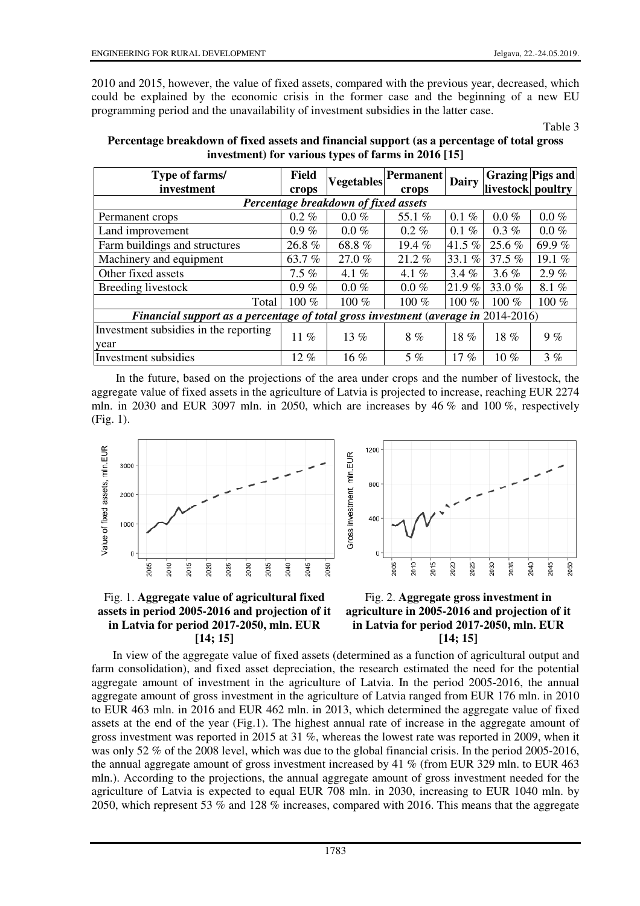2010 and 2015, however, the value of fixed assets, compared with the previous year, decreased, which could be explained by the economic crisis in the former case and the beginning of a new EU programming period and the unavailability of investment subsidies in the latter case.

Table 3

**Percentage breakdown of fixed assets and financial support (as a percentage of total gross investment) for various types of farms in 2016 [15]**

| Type of farms/ investment | Field crops | Vegetables | Permanent crops | Dairy | Grazing livestock | Pigs and poultry |
|---|---|---|---|---|---|---|
| ***Percentage breakdown of fixed assets*** | | | | | | |
| Permanent crops | 0.2 % | 0.0 % | 55.1 % | 0.1 % | 0.0 % | 0.0 % |
| Land improvement | 0.9 % | 0.0 % | 0.2 % | 0.1 % | 0.3 % | 0.0 % |
| Farm buildings and structures | 26.8 % | 68.8 % | 19.4 % | 41.5 % | 25.6 % | 69.9 % |
| Machinery and equipment | 63.7 % | 27.0 % | 21.2 % | 33.1 % | 37.5 % | 19.1 % |
| Other fixed assets | 7.5 % | 4.1 % | 4.1 % | 3.4 % | 3.6 % | 2.9 % |
| Breeding livestock | 0.9 % | 0.0 % | 0.0 % | 21.9 % | 33.0 % | 8.1 % |
| Total | 100 % | 100 % | 100 % | 100 % | 100 % | 100 % |
| ***Financial support as a percentage of total gross investment (average in 2014-2016)*** | | | | | | |
| Investment subsidies in the reporting year | 11 % | 13 % | 8 % | 18 % | 18 % | 9 % |
| Investment subsidies | 12 % | 16 % | 5 % | 17 % | 10 % | 3 % |

In the future, based on the projections of the area under crops and the number of livestock, the aggregate value of fixed assets in the agriculture of Latvia is projected to increase, reaching EUR 2274 mln. in 2030 and EUR 3097 mln. in 2050, which are increases by 46 % and 100 %, respectively (Fig. 1).

Fig. 1. **Aggregate value of agricultural fixed assets in period 2005-2016 and projection of it in Latvia for period 2017-2050, mln. EUR [14; 15]**

Fig. 2. **Aggregate gross investment in agriculture in 2005-2016 and projection of it in Latvia for period 2017-2050, mln. EUR [14; 15]**

In view of the aggregate value of fixed assets (determined as a function of agricultural output and farm consolidation), and fixed asset depreciation, the research estimated the need for the potential aggregate amount of investment in the agriculture of Latvia. In the period 2005-2016, the annual aggregate amount of gross investment in the agriculture of Latvia ranged from EUR 176 mln. in 2010 to EUR 463 mln. in 2016 and EUR 462 mln. in 2013, which determined the aggregate value of fixed assets at the end of the year (Fig.1). The highest annual rate of increase in the aggregate amount of gross investment was reported in 2015 at 31 %, whereas the lowest rate was reported in 2009, when it was only 52 % of the 2008 level, which was due to the global financial crisis. In the period 2005-2016, the annual aggregate amount of gross investment increased by 41 % (from EUR 329 mln. to EUR 463 mln.). According to the projections, the annual aggregate amount of gross investment needed for the agriculture of Latvia is expected to equal EUR 708 mln. in 2030, increasing to EUR 1040 mln. by 2050, which represent 53 % and 128 % increases, compared with 2016. This means that the aggregate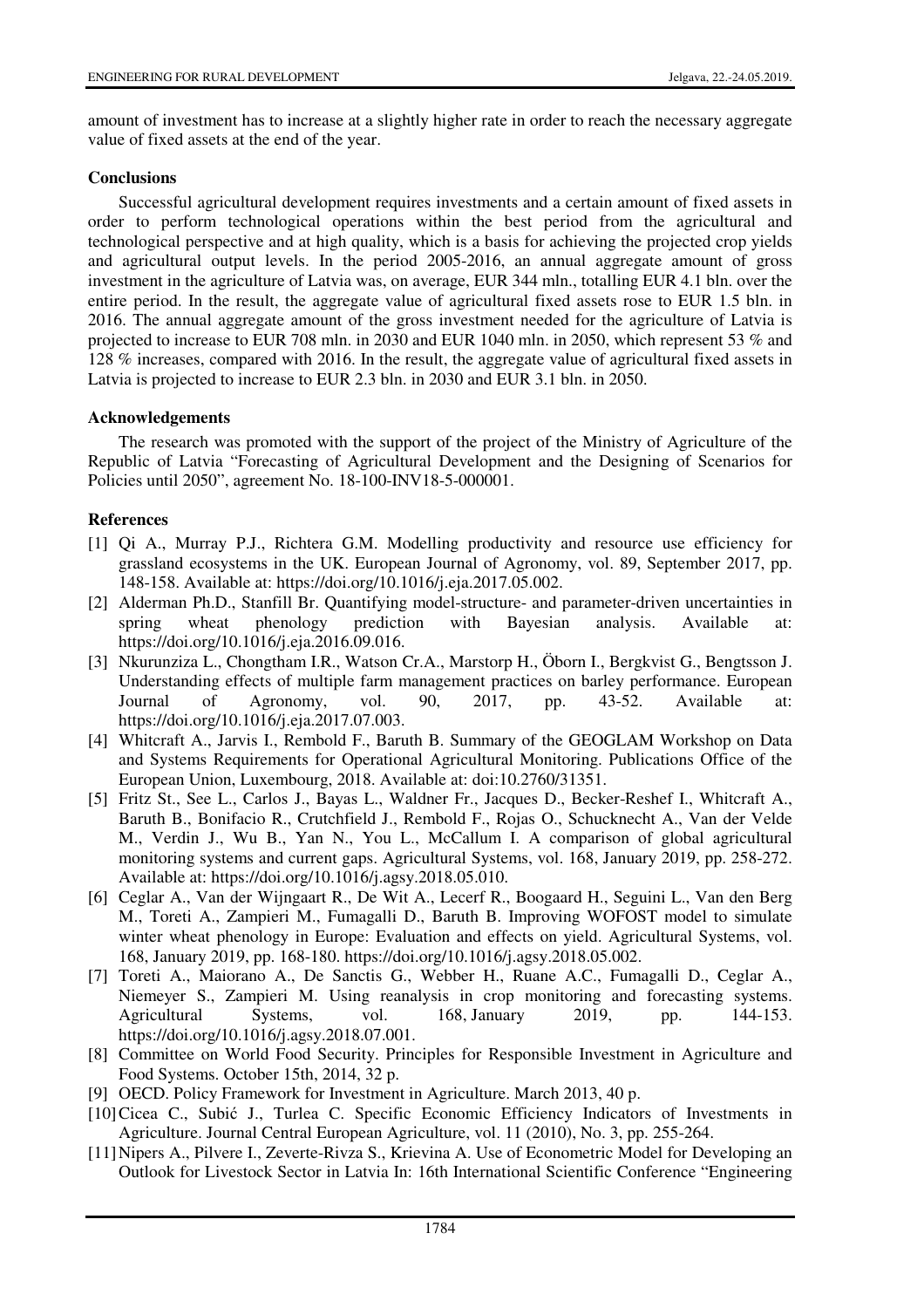amount of investment has to increase at a slightly higher rate in order to reach the necessary aggregate value of fixed assets at the end of the year.

## Conclusions

Successful agricultural development requires investments and a certain amount of fixed assets in order to perform technological operations within the best period from the agricultural and technological perspective and at high quality, which is a basis for achieving the projected crop yields and agricultural output levels. In the period 2005-2016, an annual aggregate amount of gross investment in the agriculture of Latvia was, on average, EUR 344 mln., totalling EUR 4.1 bln. over the entire period. In the result, the aggregate value of agricultural fixed assets rose to EUR 1.5 bln. in 2016. The annual aggregate amount of the gross investment needed for the agriculture of Latvia is projected to increase to EUR 708 mln. in 2030 and EUR 1040 mln. in 2050, which represent 53 % and 128 % increases, compared with 2016. In the result, the aggregate value of agricultural fixed assets in Latvia is projected to increase to EUR 2.3 bln. in 2030 and EUR 3.1 bln. in 2050.

## Acknowledgements

The research was promoted with the support of the project of the Ministry of Agriculture of the Republic of Latvia "Forecasting of Agricultural Development and the Designing of Scenarios for Policies until 2050", agreement No. 18-100-INV18-5-000001.

## References

[1] Qi A., Murray P.J., Richtera G.M. Modelling productivity and resource use efficiency for grassland ecosystems in the UK. European Journal of Agronomy, vol. 89, September 2017, pp. 148-158. Available at: https://doi.org/10.1016/j.eja.2017.05.002.

[2] Alderman Ph.D., Stanfill Br. Quantifying model-structure- and parameter-driven uncertainties in spring wheat phenology prediction with Bayesian analysis. Available at: https://doi.org/10.1016/j.eja.2016.09.016.

[3] Nkurunziza L., Chongtham I.R., Watson Cr.A., Marstorp H., Öborn I., Bergkvist G., Bengtsson J. Understanding effects of multiple farm management practices on barley performance. European Journal of Agronomy, vol. 90, 2017, pp. 43-52. Available at: https://doi.org/10.1016/j.eja.2017.07.003.

[4] Whitcraft A., Jarvis I., Rembold F., Baruth B. Summary of the GEOGLAM Workshop on Data and Systems Requirements for Operational Agricultural Monitoring. Publications Office of the European Union, Luxembourg, 2018. Available at: doi:10.2760/31351.

[5] Fritz St., See L., Carlos J., Bayas L., Waldner Fr., Jacques D., Becker-Reshef I., Whitcraft A., Baruth B., Bonifacio R., Crutchfield J., Rembold F., Rojas O., Schucknecht A., Van der Velde M., Verdin J., Wu B., Yan N., You L., McCallum I. A comparison of global agricultural monitoring systems and current gaps. Agricultural Systems, vol. 168, January 2019, pp. 258-272. Available at: https://doi.org/10.1016/j.agsy.2018.05.010.

[6] Ceglar A., Van der Wijngaart R., De Wit A., Lecerf R., Boogaard H., Seguini L., Van den Berg M., Toreti A., Zampieri M., Fumagalli D., Baruth B. Improving WOFOST model to simulate winter wheat phenology in Europe: Evaluation and effects on yield. Agricultural Systems, vol. 168, January 2019, pp. 168-180. https://doi.org/10.1016/j.agsy.2018.05.002.

[7] Toreti A., Maiorano A., De Sanctis G., Webber H., Ruane A.C., Fumagalli D., Ceglar A., Niemeyer S., Zampieri M. Using reanalysis in crop monitoring and forecasting systems. Agricultural Systems, vol. 168, January 2019, pp. 144-153. https://doi.org/10.1016/j.agsy.2018.07.001.

[8] Committee on World Food Security. Principles for Responsible Investment in Agriculture and Food Systems. October 15th, 2014, 32 p.

[9] OECD. Policy Framework for Investment in Agriculture. March 2013, 40 p.

[10] Cicea C., Subić J., Turlea C. Specific Economic Efficiency Indicators of Investments in Agriculture. Journal Central European Agriculture, vol. 11 (2010), No. 3, pp. 255-264.

[11] Nipers A., Pilvere I., Zeverte-Rivza S., Krievina A. Use of Econometric Model for Developing an Outlook for Livestock Sector in Latvia In: 16th International Scientific Conference "Engineering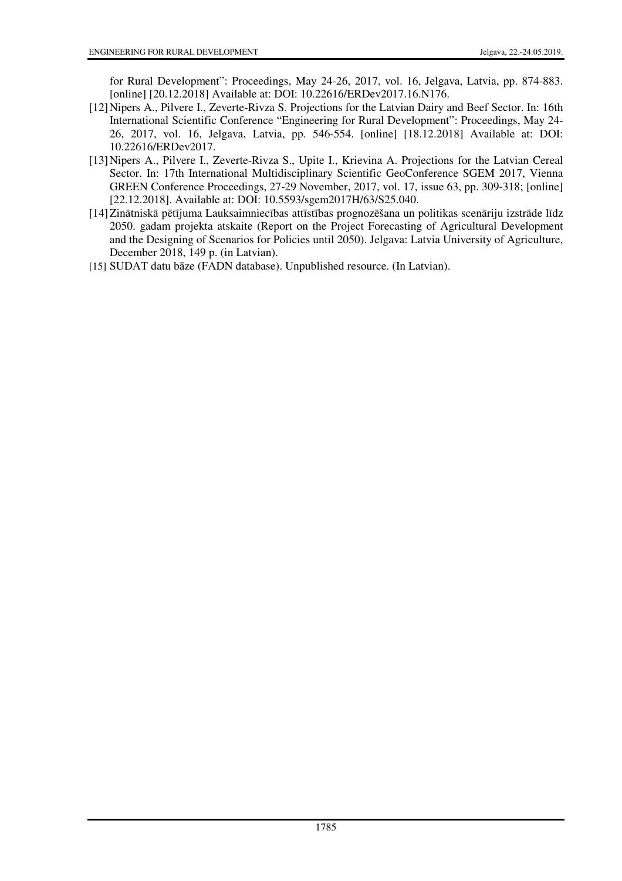for Rural Development": Proceedings, May 24-26, 2017, vol. 16, Jelgava, Latvia, pp. 874-883. [online] [20.12.2018] Available at: DOI: 10.22616/ERDev2017.16.N176.

[12] Nipers A., Pilvere I., Zeverte-Rivza S. Projections for the Latvian Dairy and Beef Sector. In: 16th International Scientific Conference "Engineering for Rural Development": Proceedings, May 24-26, 2017, vol. 16, Jelgava, Latvia, pp. 546-554. [online] [18.12.2018] Available at: DOI: 10.22616/ERDev2017.

[13] Nipers A., Pilvere I., Zeverte-Rivza S., Upite I., Krievina A. Projections for the Latvian Cereal Sector. In: 17th International Multidisciplinary Scientific GeoConference SGEM 2017, Vienna GREEN Conference Proceedings, 27-29 November, 2017, vol. 17, issue 63, pp. 309-318; [online] [22.12.2018]. Available at: DOI: 10.5593/sgem2017H/63/S25.040.

[14] Zinātniskā pētījuma Lauksaimniecības attīstības prognozēšana un politikas scenāriju izstrāde līdz 2050. gadam projekta atskaite (Report on the Project Forecasting of Agricultural Development and the Designing of Scenarios for Policies until 2050). Jelgava: Latvia University of Agriculture, December 2018, 149 p. (in Latvian).

[15] SUDAT datu bāze (FADN database). Unpublished resource. (In Latvian).